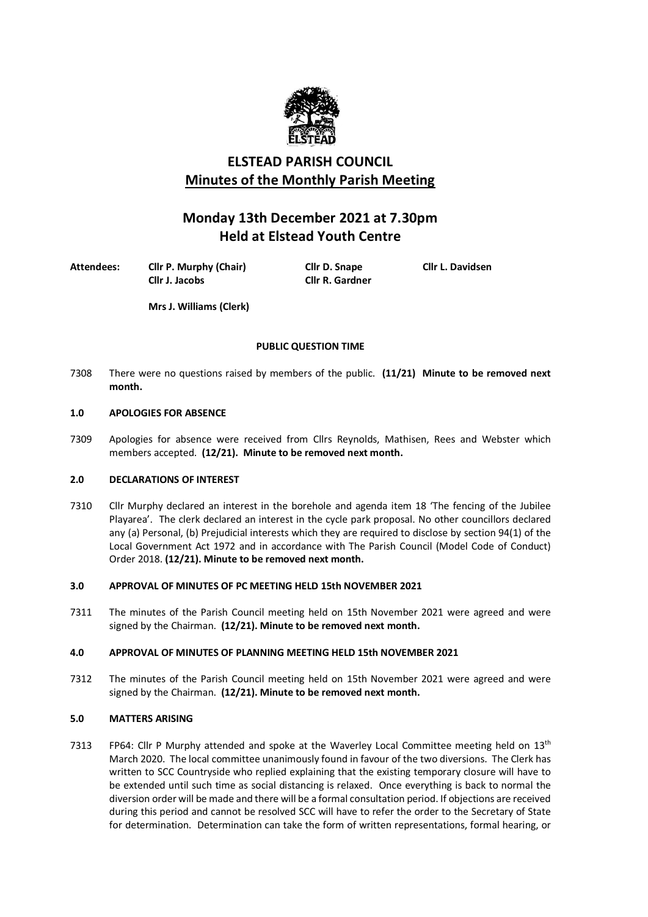# ELSTEAD PARISH COUNCIL

## Minutes of the Monthly Parish Meeting

## Monday 13th December 2021 at 7.30pm
## Held at Elstead Youth Centre

**Attendees:** **Cllr P. Murphy (Chair)** **Cllr D. Snape** **Cllr L. Davidsen** **Cllr J. Jacobs** **Cllr R. Gardner**

**Mrs J. Williams (Clerk)**

**PUBLIC QUESTION TIME**

7308 There were no questions raised by members of the public. **(11/21) Minute to be removed next month.**

### 1.0 APOLOGIES FOR ABSENCE

7309 Apologies for absence were received from Cllrs Reynolds, Mathisen, Rees and Webster which members accepted. **(12/21). Minute to be removed next month.**

### 2.0 DECLARATIONS OF INTEREST

7310 Cllr Murphy declared an interest in the borehole and agenda item 18 'The fencing of the Jubilee Playarea'. The clerk declared an interest in the cycle park proposal. No other councillors declared any (a) Personal, (b) Prejudicial interests which they are required to disclose by section 94(1) of the Local Government Act 1972 and in accordance with The Parish Council (Model Code of Conduct) Order 2018. **(12/21). Minute to be removed next month.**

### 3.0 APPROVAL OF MINUTES OF PC MEETING HELD 15th NOVEMBER 2021

7311 The minutes of the Parish Council meeting held on 15th November 2021 were agreed and were signed by the Chairman. **(12/21). Minute to be removed next month.**

### 4.0 APPROVAL OF MINUTES OF PLANNING MEETING HELD 15th NOVEMBER 2021

7312 The minutes of the Parish Council meeting held on 15th November 2021 were agreed and were signed by the Chairman. **(12/21). Minute to be removed next month.**

### 5.0 MATTERS ARISING

7313 FP64: Cllr P Murphy attended and spoke at the Waverley Local Committee meeting held on 13th March 2020. The local committee unanimously found in favour of the two diversions. The Clerk has written to SCC Countryside who replied explaining that the existing temporary closure will have to be extended until such time as social distancing is relaxed. Once everything is back to normal the diversion order will be made and there will be a formal consultation period. If objections are received during this period and cannot be resolved SCC will have to refer the order to the Secretary of State for determination. Determination can take the form of written representations, formal hearing, or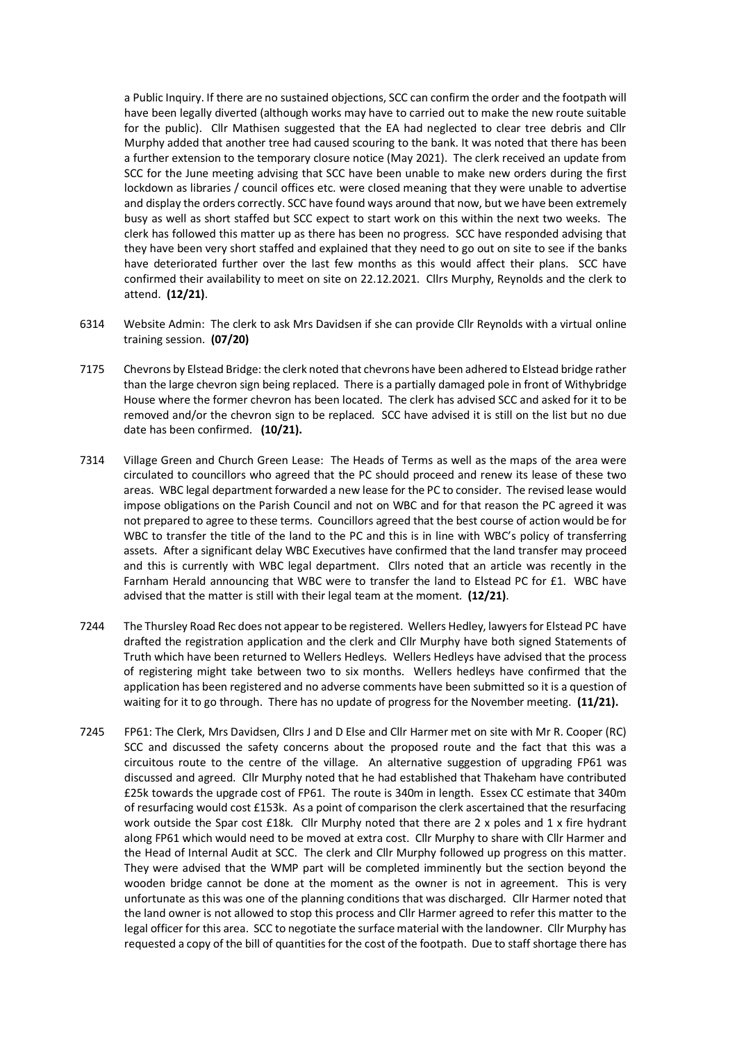a Public Inquiry. If there are no sustained objections, SCC can confirm the order and the footpath will have been legally diverted (although works may have to carried out to make the new route suitable for the public). Cllr Mathisen suggested that the EA had neglected to clear tree debris and Cllr Murphy added that another tree had caused scouring to the bank. It was noted that there has been a further extension to the temporary closure notice (May 2021). The clerk received an update from SCC for the June meeting advising that SCC have been unable to make new orders during the first lockdown as libraries / council offices etc. were closed meaning that they were unable to advertise and display the orders correctly. SCC have found ways around that now, but we have been extremely busy as well as short staffed but SCC expect to start work on this within the next two weeks. The clerk has followed this matter up as there has been no progress. SCC have responded advising that they have been very short staffed and explained that they need to go out on site to see if the banks have deteriorated further over the last few months as this would affect their plans. SCC have confirmed their availability to meet on site on 22.12.2021. Cllrs Murphy, Reynolds and the clerk to attend. **(12/21)**.

6314 Website Admin: The clerk to ask Mrs Davidsen if she can provide Cllr Reynolds with a virtual online training session. **(07/20)**

7175 Chevrons by Elstead Bridge: the clerk noted that chevrons have been adhered to Elstead bridge rather than the large chevron sign being replaced. There is a partially damaged pole in front of Withybridge House where the former chevron has been located. The clerk has advised SCC and asked for it to be removed and/or the chevron sign to be replaced. SCC have advised it is still on the list but no due date has been confirmed. **(10/21).**

7314 Village Green and Church Green Lease: The Heads of Terms as well as the maps of the area were circulated to councillors who agreed that the PC should proceed and renew its lease of these two areas. WBC legal department forwarded a new lease for the PC to consider. The revised lease would impose obligations on the Parish Council and not on WBC and for that reason the PC agreed it was not prepared to agree to these terms. Councillors agreed that the best course of action would be for WBC to transfer the title of the land to the PC and this is in line with WBC's policy of transferring assets. After a significant delay WBC Executives have confirmed that the land transfer may proceed and this is currently with WBC legal department. Cllrs noted that an article was recently in the Farnham Herald announcing that WBC were to transfer the land to Elstead PC for £1. WBC have advised that the matter is still with their legal team at the moment. **(12/21)**.

7244 The Thursley Road Rec does not appear to be registered. Wellers Hedley, lawyers for Elstead PC have drafted the registration application and the clerk and Cllr Murphy have both signed Statements of Truth which have been returned to Wellers Hedleys. Wellers Hedleys have advised that the process of registering might take between two to six months. Wellers hedleys have confirmed that the application has been registered and no adverse comments have been submitted so it is a question of waiting for it to go through. There has no update of progress for the November meeting. **(11/21).**

7245 FP61: The Clerk, Mrs Davidsen, Cllrs J and D Else and Cllr Harmer met on site with Mr R. Cooper (RC) SCC and discussed the safety concerns about the proposed route and the fact that this was a circuitous route to the centre of the village. An alternative suggestion of upgrading FP61 was discussed and agreed. Cllr Murphy noted that he had established that Thakeham have contributed £25k towards the upgrade cost of FP61. The route is 340m in length. Essex CC estimate that 340m of resurfacing would cost £153k. As a point of comparison the clerk ascertained that the resurfacing work outside the Spar cost £18k. Cllr Murphy noted that there are 2 x poles and 1 x fire hydrant along FP61 which would need to be moved at extra cost. Cllr Murphy to share with Cllr Harmer and the Head of Internal Audit at SCC. The clerk and Cllr Murphy followed up progress on this matter. They were advised that the WMP part will be completed imminently but the section beyond the wooden bridge cannot be done at the moment as the owner is not in agreement. This is very unfortunate as this was one of the planning conditions that was discharged. Cllr Harmer noted that the land owner is not allowed to stop this process and Cllr Harmer agreed to refer this matter to the legal officer for this area. SCC to negotiate the surface material with the landowner. Cllr Murphy has requested a copy of the bill of quantities for the cost of the footpath. Due to staff shortage there has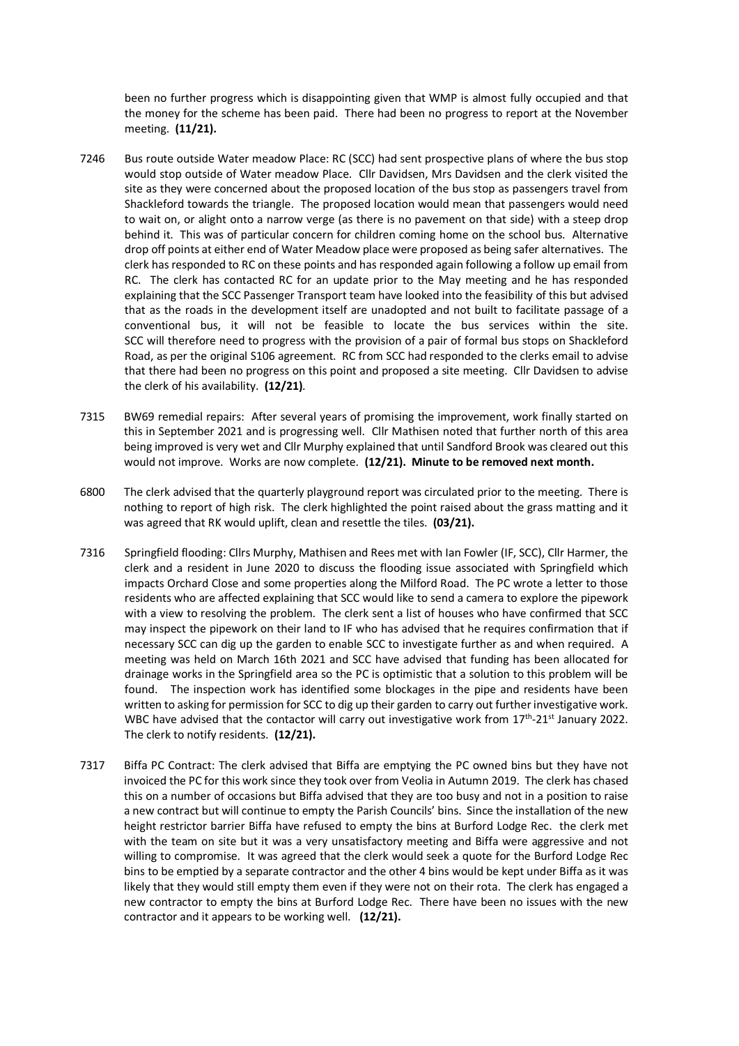been no further progress which is disappointing given that WMP is almost fully occupied and that the money for the scheme has been paid. There had been no progress to report at the November meeting. **(11/21).**

7246 Bus route outside Water meadow Place: RC (SCC) had sent prospective plans of where the bus stop would stop outside of Water meadow Place. Cllr Davidsen, Mrs Davidsen and the clerk visited the site as they were concerned about the proposed location of the bus stop as passengers travel from Shackleford towards the triangle. The proposed location would mean that passengers would need to wait on, or alight onto a narrow verge (as there is no pavement on that side) with a steep drop behind it. This was of particular concern for children coming home on the school bus. Alternative drop off points at either end of Water Meadow place were proposed as being safer alternatives. The clerk has responded to RC on these points and has responded again following a follow up email from RC. The clerk has contacted RC for an update prior to the May meeting and he has responded explaining that the SCC Passenger Transport team have looked into the feasibility of this but advised that as the roads in the development itself are unadopted and not built to facilitate passage of a conventional bus, it will not be feasible to locate the bus services within the site. SCC will therefore need to progress with the provision of a pair of formal bus stops on Shackleford Road, as per the original S106 agreement. RC from SCC had responded to the clerks email to advise that there had been no progress on this point and proposed a site meeting. Cllr Davidsen to advise the clerk of his availability. **(12/21)**.

7315 BW69 remedial repairs: After several years of promising the improvement, work finally started on this in September 2021 and is progressing well. Cllr Mathisen noted that further north of this area being improved is very wet and Cllr Murphy explained that until Sandford Brook was cleared out this would not improve. Works are now complete. **(12/21). Minute to be removed next month.**

6800 The clerk advised that the quarterly playground report was circulated prior to the meeting. There is nothing to report of high risk. The clerk highlighted the point raised about the grass matting and it was agreed that RK would uplift, clean and resettle the tiles. **(03/21).**

7316 Springfield flooding: Cllrs Murphy, Mathisen and Rees met with Ian Fowler (IF, SCC), Cllr Harmer, the clerk and a resident in June 2020 to discuss the flooding issue associated with Springfield which impacts Orchard Close and some properties along the Milford Road. The PC wrote a letter to those residents who are affected explaining that SCC would like to send a camera to explore the pipework with a view to resolving the problem. The clerk sent a list of houses who have confirmed that SCC may inspect the pipework on their land to IF who has advised that he requires confirmation that if necessary SCC can dig up the garden to enable SCC to investigate further as and when required. A meeting was held on March 16th 2021 and SCC have advised that funding has been allocated for drainage works in the Springfield area so the PC is optimistic that a solution to this problem will be found. The inspection work has identified some blockages in the pipe and residents have been written to asking for permission for SCC to dig up their garden to carry out further investigative work. WBC have advised that the contactor will carry out investigative work from 17th-21st January 2022. The clerk to notify residents. **(12/21).**

7317 Biffa PC Contract: The clerk advised that Biffa are emptying the PC owned bins but they have not invoiced the PC for this work since they took over from Veolia in Autumn 2019. The clerk has chased this on a number of occasions but Biffa advised that they are too busy and not in a position to raise a new contract but will continue to empty the Parish Councils' bins. Since the installation of the new height restrictor barrier Biffa have refused to empty the bins at Burford Lodge Rec. the clerk met with the team on site but it was a very unsatisfactory meeting and Biffa were aggressive and not willing to compromise. It was agreed that the clerk would seek a quote for the Burford Lodge Rec bins to be emptied by a separate contractor and the other 4 bins would be kept under Biffa as it was likely that they would still empty them even if they were not on their rota. The clerk has engaged a new contractor to empty the bins at Burford Lodge Rec. There have been no issues with the new contractor and it appears to be working well. **(12/21).**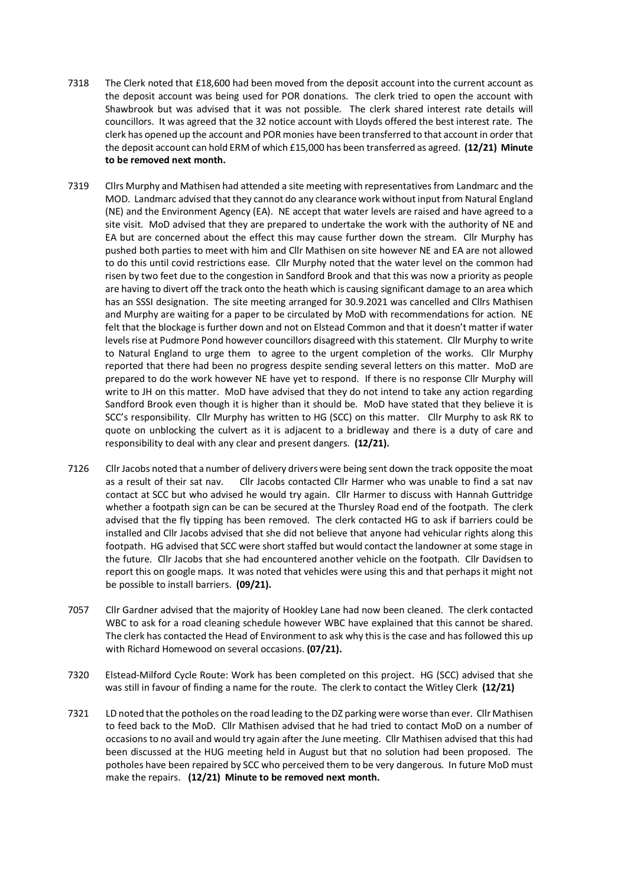7318 The Clerk noted that £18,600 had been moved from the deposit account into the current account as the deposit account was being used for POR donations. The clerk tried to open the account with Shawbrook but was advised that it was not possible. The clerk shared interest rate details will councillors. It was agreed that the 32 notice account with Lloyds offered the best interest rate. The clerk has opened up the account and POR monies have been transferred to that account in order that the deposit account can hold ERM of which £15,000 has been transferred as agreed. **(12/21) Minute to be removed next month.**

7319 Cllrs Murphy and Mathisen had attended a site meeting with representatives from Landmarc and the MOD. Landmarc advised that they cannot do any clearance work without input from Natural England (NE) and the Environment Agency (EA). NE accept that water levels are raised and have agreed to a site visit. MoD advised that they are prepared to undertake the work with the authority of NE and EA but are concerned about the effect this may cause further down the stream. Cllr Murphy has pushed both parties to meet with him and Cllr Mathisen on site however NE and EA are not allowed to do this until covid restrictions ease. Cllr Murphy noted that the water level on the common had risen by two feet due to the congestion in Sandford Brook and that this was now a priority as people are having to divert off the track onto the heath which is causing significant damage to an area which has an SSSI designation. The site meeting arranged for 30.9.2021 was cancelled and Cllrs Mathisen and Murphy are waiting for a paper to be circulated by MoD with recommendations for action. NE felt that the blockage is further down and not on Elstead Common and that it doesn't matter if water levels rise at Pudmore Pond however councillors disagreed with this statement. Cllr Murphy to write to Natural England to urge them to agree to the urgent completion of the works. Cllr Murphy reported that there had been no progress despite sending several letters on this matter. MoD are prepared to do the work however NE have yet to respond. If there is no response Cllr Murphy will write to JH on this matter. MoD have advised that they do not intend to take any action regarding Sandford Brook even though it is higher than it should be. MoD have stated that they believe it is SCC's responsibility. Cllr Murphy has written to HG (SCC) on this matter. Cllr Murphy to ask RK to quote on unblocking the culvert as it is adjacent to a bridleway and there is a duty of care and responsibility to deal with any clear and present dangers. **(12/21).**

7126 Cllr Jacobs noted that a number of delivery drivers were being sent down the track opposite the moat as a result of their sat nav. Cllr Jacobs contacted Cllr Harmer who was unable to find a sat nav contact at SCC but who advised he would try again. Cllr Harmer to discuss with Hannah Guttridge whether a footpath sign can be can be secured at the Thursley Road end of the footpath. The clerk advised that the fly tipping has been removed. The clerk contacted HG to ask if barriers could be installed and Cllr Jacobs advised that she did not believe that anyone had vehicular rights along this footpath. HG advised that SCC were short staffed but would contact the landowner at some stage in the future. Cllr Jacobs that she had encountered another vehicle on the footpath. Cllr Davidsen to report this on google maps. It was noted that vehicles were using this and that perhaps it might not be possible to install barriers. **(09/21).**

7057 Cllr Gardner advised that the majority of Hookley Lane had now been cleaned. The clerk contacted WBC to ask for a road cleaning schedule however WBC have explained that this cannot be shared. The clerk has contacted the Head of Environment to ask why this is the case and has followed this up with Richard Homewood on several occasions. **(07/21).**

7320 Elstead-Milford Cycle Route: Work has been completed on this project. HG (SCC) advised that she was still in favour of finding a name for the route. The clerk to contact the Witley Clerk **(12/21)**

7321 LD noted that the potholes on the road leading to the DZ parking were worse than ever. Cllr Mathisen to feed back to the MoD. Cllr Mathisen advised that he had tried to contact MoD on a number of occasions to no avail and would try again after the June meeting. Cllr Mathisen advised that this had been discussed at the HUG meeting held in August but that no solution had been proposed. The potholes have been repaired by SCC who perceived them to be very dangerous. In future MoD must make the repairs. **(12/21) Minute to be removed next month.**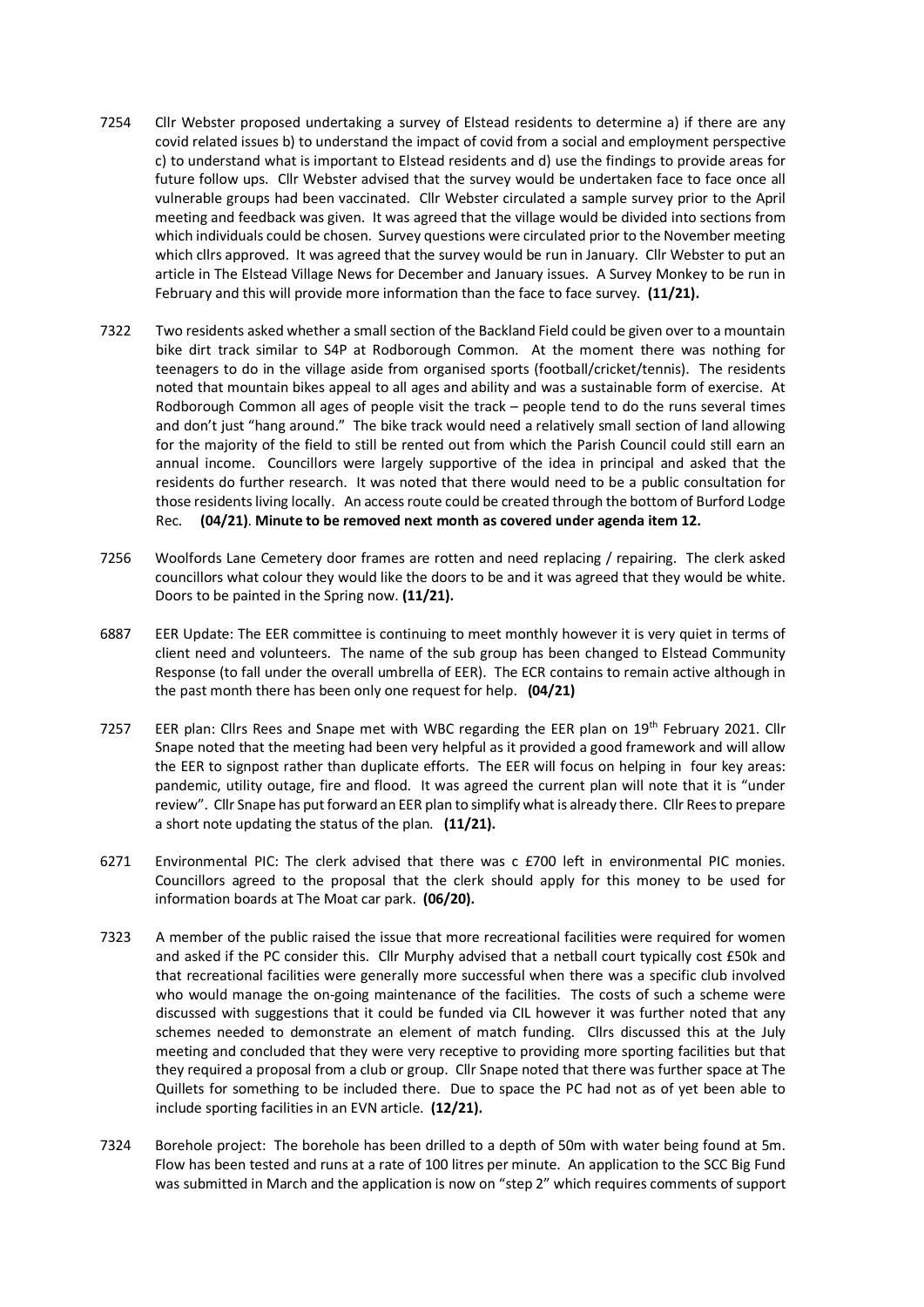7254 Cllr Webster proposed undertaking a survey of Elstead residents to determine a) if there are any covid related issues b) to understand the impact of covid from a social and employment perspective c) to understand what is important to Elstead residents and d) use the findings to provide areas for future follow ups. Cllr Webster advised that the survey would be undertaken face to face once all vulnerable groups had been vaccinated. Cllr Webster circulated a sample survey prior to the April meeting and feedback was given. It was agreed that the village would be divided into sections from which individuals could be chosen. Survey questions were circulated prior to the November meeting which cllrs approved. It was agreed that the survey would be run in January. Cllr Webster to put an article in The Elstead Village News for December and January issues. A Survey Monkey to be run in February and this will provide more information than the face to face survey. **(11/21).**

7322 Two residents asked whether a small section of the Backland Field could be given over to a mountain bike dirt track similar to S4P at Rodborough Common. At the moment there was nothing for teenagers to do in the village aside from organised sports (football/cricket/tennis). The residents noted that mountain bikes appeal to all ages and ability and was a sustainable form of exercise. At Rodborough Common all ages of people visit the track – people tend to do the runs several times and don't just "hang around." The bike track would need a relatively small section of land allowing for the majority of the field to still be rented out from which the Parish Council could still earn an annual income. Councillors were largely supportive of the idea in principal and asked that the residents do further research. It was noted that there would need to be a public consultation for those residents living locally. An access route could be created through the bottom of Burford Lodge Rec. **(04/21)**. **Minute to be removed next month as covered under agenda item 12.**

7256 Woolfords Lane Cemetery door frames are rotten and need replacing / repairing. The clerk asked councillors what colour they would like the doors to be and it was agreed that they would be white. Doors to be painted in the Spring now. **(11/21).**

6887 EER Update: The EER committee is continuing to meet monthly however it is very quiet in terms of client need and volunteers. The name of the sub group has been changed to Elstead Community Response (to fall under the overall umbrella of EER). The ECR contains to remain active although in the past month there has been only one request for help. **(04/21)**

7257 EER plan: Cllrs Rees and Snape met with WBC regarding the EER plan on 19th February 2021. Cllr Snape noted that the meeting had been very helpful as it provided a good framework and will allow the EER to signpost rather than duplicate efforts. The EER will focus on helping in four key areas: pandemic, utility outage, fire and flood. It was agreed the current plan will note that it is "under review". Cllr Snape has put forward an EER plan to simplify what is already there. Cllr Rees to prepare a short note updating the status of the plan. **(11/21).**

6271 Environmental PIC: The clerk advised that there was c £700 left in environmental PIC monies. Councillors agreed to the proposal that the clerk should apply for this money to be used for information boards at The Moat car park. **(06/20).**

7323 A member of the public raised the issue that more recreational facilities were required for women and asked if the PC consider this. Cllr Murphy advised that a netball court typically cost £50k and that recreational facilities were generally more successful when there was a specific club involved who would manage the on-going maintenance of the facilities. The costs of such a scheme were discussed with suggestions that it could be funded via CIL however it was further noted that any schemes needed to demonstrate an element of match funding. Cllrs discussed this at the July meeting and concluded that they were very receptive to providing more sporting facilities but that they required a proposal from a club or group. Cllr Snape noted that there was further space at The Quillets for something to be included there. Due to space the PC had not as of yet been able to include sporting facilities in an EVN article. **(12/21).**

7324 Borehole project: The borehole has been drilled to a depth of 50m with water being found at 5m. Flow has been tested and runs at a rate of 100 litres per minute. An application to the SCC Big Fund was submitted in March and the application is now on "step 2" which requires comments of support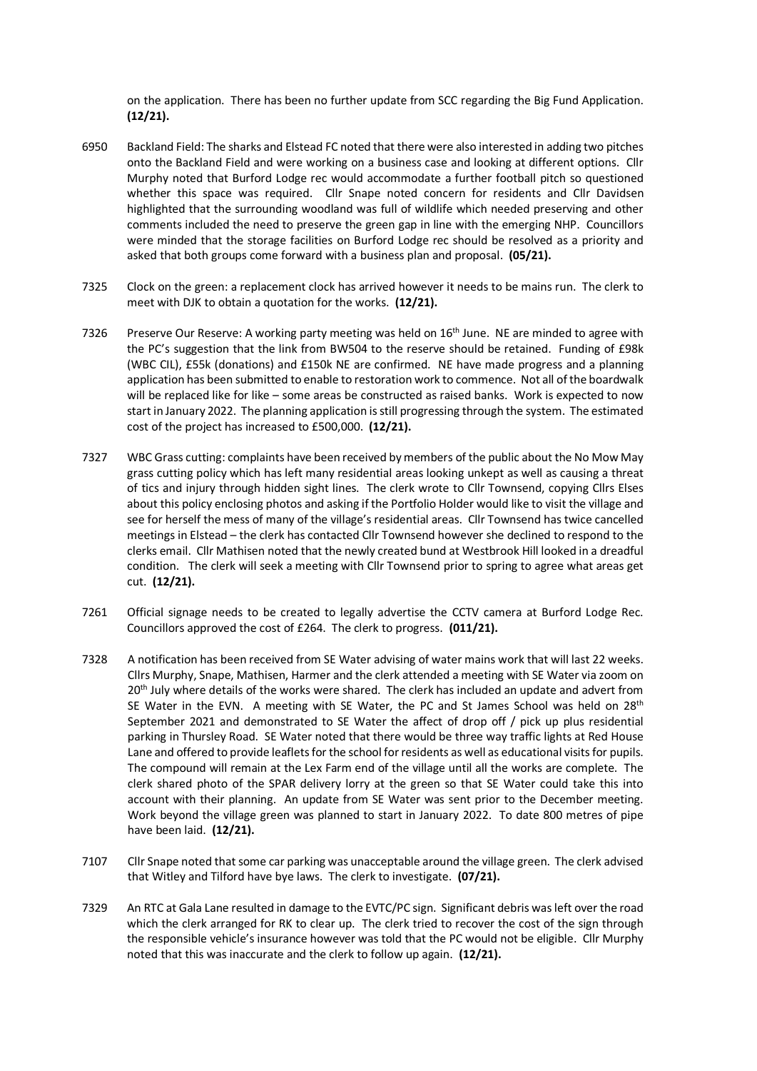on the application. There has been no further update from SCC regarding the Big Fund Application. **(12/21).**

6950 Backland Field: The sharks and Elstead FC noted that there were also interested in adding two pitches onto the Backland Field and were working on a business case and looking at different options. Cllr Murphy noted that Burford Lodge rec would accommodate a further football pitch so questioned whether this space was required. Cllr Snape noted concern for residents and Cllr Davidsen highlighted that the surrounding woodland was full of wildlife which needed preserving and other comments included the need to preserve the green gap in line with the emerging NHP. Councillors were minded that the storage facilities on Burford Lodge rec should be resolved as a priority and asked that both groups come forward with a business plan and proposal. **(05/21).**

7325 Clock on the green: a replacement clock has arrived however it needs to be mains run. The clerk to meet with DJK to obtain a quotation for the works. **(12/21).**

7326 Preserve Our Reserve: A working party meeting was held on 16th June. NE are minded to agree with the PC's suggestion that the link from BW504 to the reserve should be retained. Funding of £98k (WBC CIL), £55k (donations) and £150k NE are confirmed. NE have made progress and a planning application has been submitted to enable to restoration work to commence. Not all of the boardwalk will be replaced like for like – some areas be constructed as raised banks. Work is expected to now start in January 2022. The planning application is still progressing through the system. The estimated cost of the project has increased to £500,000. **(12/21).**

7327 WBC Grass cutting: complaints have been received by members of the public about the No Mow May grass cutting policy which has left many residential areas looking unkept as well as causing a threat of tics and injury through hidden sight lines. The clerk wrote to Cllr Townsend, copying Cllrs Elses about this policy enclosing photos and asking if the Portfolio Holder would like to visit the village and see for herself the mess of many of the village's residential areas. Cllr Townsend has twice cancelled meetings in Elstead – the clerk has contacted Cllr Townsend however she declined to respond to the clerks email. Cllr Mathisen noted that the newly created bund at Westbrook Hill looked in a dreadful condition. The clerk will seek a meeting with Cllr Townsend prior to spring to agree what areas get cut. **(12/21).**

7261 Official signage needs to be created to legally advertise the CCTV camera at Burford Lodge Rec. Councillors approved the cost of £264. The clerk to progress. **(011/21).**

7328 A notification has been received from SE Water advising of water mains work that will last 22 weeks. Cllrs Murphy, Snape, Mathisen, Harmer and the clerk attended a meeting with SE Water via zoom on 20th July where details of the works were shared. The clerk has included an update and advert from SE Water in the EVN. A meeting with SE Water, the PC and St James School was held on 28th September 2021 and demonstrated to SE Water the affect of drop off / pick up plus residential parking in Thursley Road. SE Water noted that there would be three way traffic lights at Red House Lane and offered to provide leaflets for the school for residents as well as educational visits for pupils. The compound will remain at the Lex Farm end of the village until all the works are complete. The clerk shared photo of the SPAR delivery lorry at the green so that SE Water could take this into account with their planning. An update from SE Water was sent prior to the December meeting. Work beyond the village green was planned to start in January 2022. To date 800 metres of pipe have been laid. **(12/21).**

7107 Cllr Snape noted that some car parking was unacceptable around the village green. The clerk advised that Witley and Tilford have bye laws. The clerk to investigate. **(07/21).**

7329 An RTC at Gala Lane resulted in damage to the EVTC/PC sign. Significant debris was left over the road which the clerk arranged for RK to clear up. The clerk tried to recover the cost of the sign through the responsible vehicle's insurance however was told that the PC would not be eligible. Cllr Murphy noted that this was inaccurate and the clerk to follow up again. **(12/21).**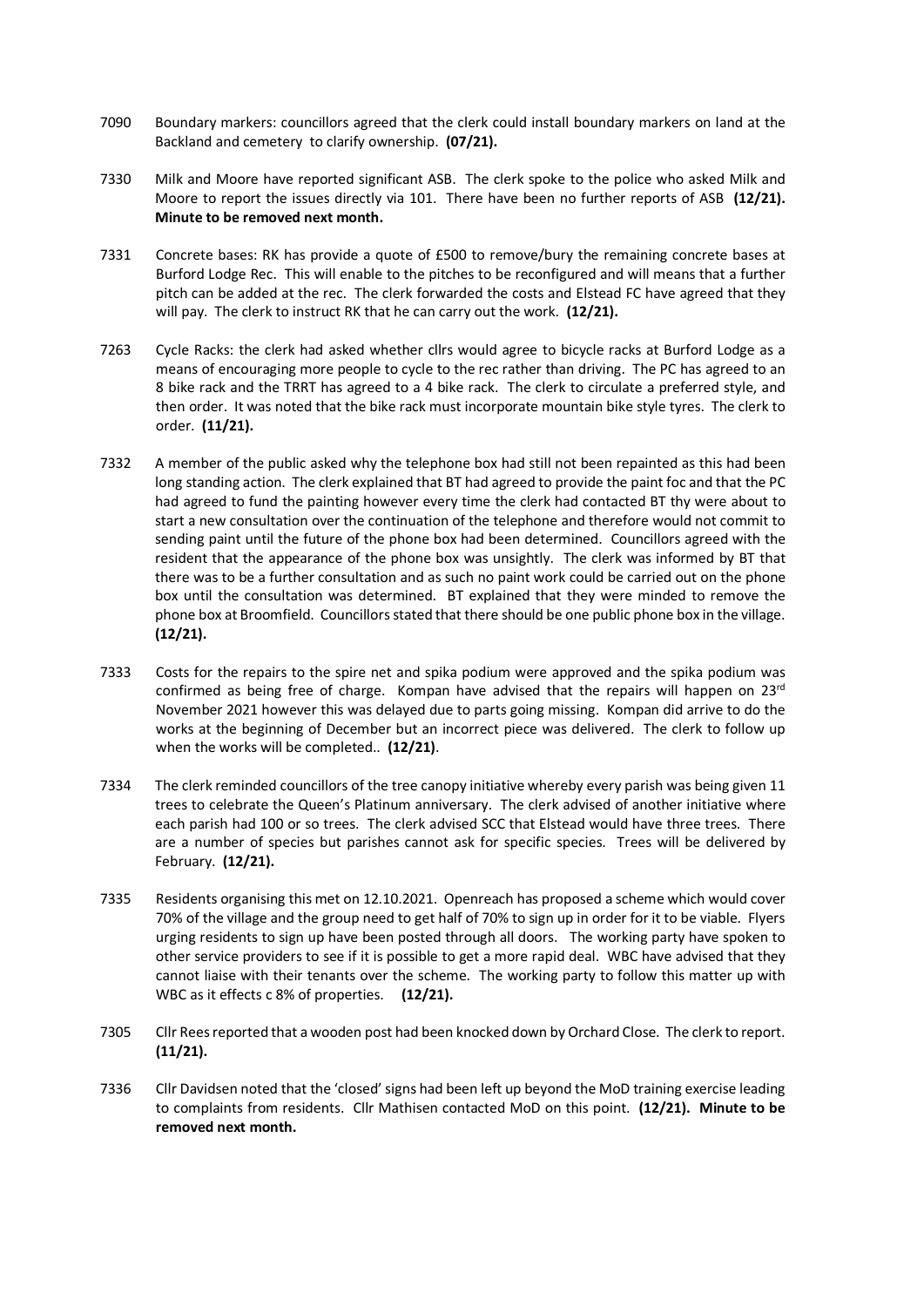7090 Boundary markers: councillors agreed that the clerk could install boundary markers on land at the Backland and cemetery to clarify ownership. **(07/21).**

7330 Milk and Moore have reported significant ASB. The clerk spoke to the police who asked Milk and Moore to report the issues directly via 101. There have been no further reports of ASB **(12/21). Minute to be removed next month.**

7331 Concrete bases: RK has provide a quote of £500 to remove/bury the remaining concrete bases at Burford Lodge Rec. This will enable to the pitches to be reconfigured and will means that a further pitch can be added at the rec. The clerk forwarded the costs and Elstead FC have agreed that they will pay. The clerk to instruct RK that he can carry out the work. **(12/21).**

7263 Cycle Racks: the clerk had asked whether cllrs would agree to bicycle racks at Burford Lodge as a means of encouraging more people to cycle to the rec rather than driving. The PC has agreed to an 8 bike rack and the TRRT has agreed to a 4 bike rack. The clerk to circulate a preferred style, and then order. It was noted that the bike rack must incorporate mountain bike style tyres. The clerk to order. **(11/21).**

7332 A member of the public asked why the telephone box had still not been repainted as this had been long standing action. The clerk explained that BT had agreed to provide the paint foc and that the PC had agreed to fund the painting however every time the clerk had contacted BT thy were about to start a new consultation over the continuation of the telephone and therefore would not commit to sending paint until the future of the phone box had been determined. Councillors agreed with the resident that the appearance of the phone box was unsightly. The clerk was informed by BT that there was to be a further consultation and as such no paint work could be carried out on the phone box until the consultation was determined. BT explained that they were minded to remove the phone box at Broomfield. Councillors stated that there should be one public phone box in the village. **(12/21).**

7333 Costs for the repairs to the spire net and spika podium were approved and the spika podium was confirmed as being free of charge. Kompan have advised that the repairs will happen on 23rd November 2021 however this was delayed due to parts going missing. Kompan did arrive to do the works at the beginning of December but an incorrect piece was delivered. The clerk to follow up when the works will be completed.. **(12/21)**.

7334 The clerk reminded councillors of the tree canopy initiative whereby every parish was being given 11 trees to celebrate the Queen's Platinum anniversary. The clerk advised of another initiative where each parish had 100 or so trees. The clerk advised SCC that Elstead would have three trees. There are a number of species but parishes cannot ask for specific species. Trees will be delivered by February. **(12/21).**

7335 Residents organising this met on 12.10.2021. Openreach has proposed a scheme which would cover 70% of the village and the group need to get half of 70% to sign up in order for it to be viable. Flyers urging residents to sign up have been posted through all doors. The working party have spoken to other service providers to see if it is possible to get a more rapid deal. WBC have advised that they cannot liaise with their tenants over the scheme. The working party to follow this matter up with WBC as it effects c 8% of properties. **(12/21).**

7305 Cllr Rees reported that a wooden post had been knocked down by Orchard Close. The clerk to report. **(11/21).**

7336 Cllr Davidsen noted that the 'closed' signs had been left up beyond the MoD training exercise leading to complaints from residents. Cllr Mathisen contacted MoD on this point. **(12/21). Minute to be removed next month.**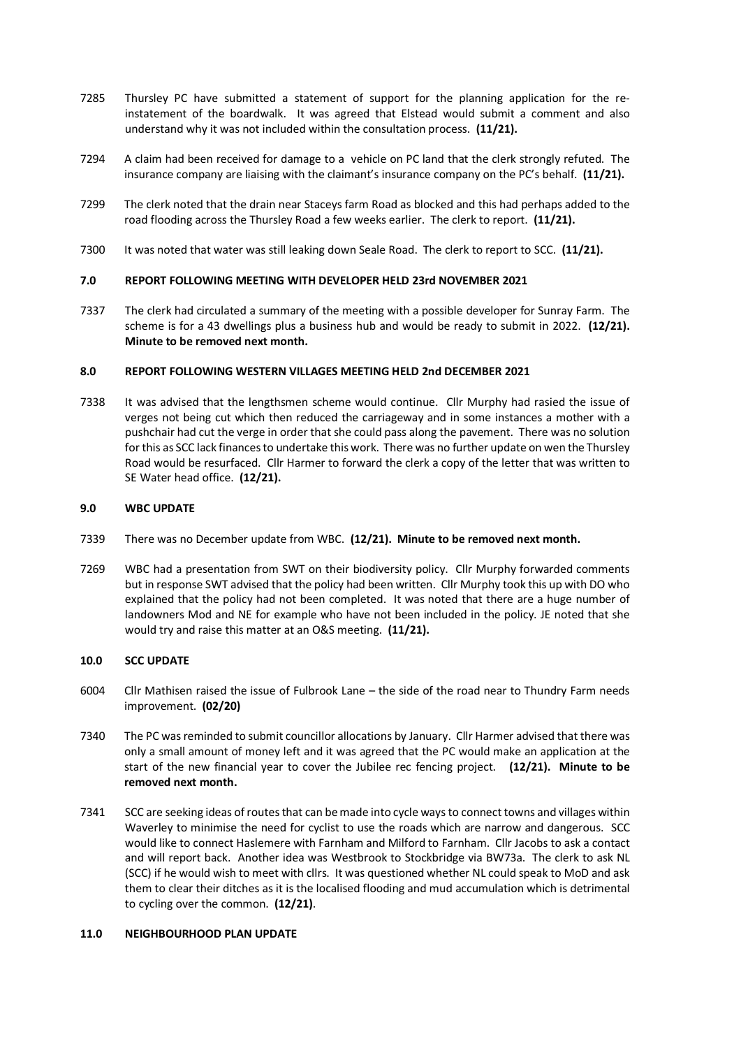7285 Thursley PC have submitted a statement of support for the planning application for the re-instatement of the boardwalk. It was agreed that Elstead would submit a comment and also understand why it was not included within the consultation process. **(11/21).**

7294 A claim had been received for damage to a vehicle on PC land that the clerk strongly refuted. The insurance company are liaising with the claimant's insurance company on the PC's behalf. **(11/21).**

7299 The clerk noted that the drain near Staceys farm Road as blocked and this had perhaps added to the road flooding across the Thursley Road a few weeks earlier. The clerk to report. **(11/21).**

7300 It was noted that water was still leaking down Seale Road. The clerk to report to SCC. **(11/21).**

## 7.0 REPORT FOLLOWING MEETING WITH DEVELOPER HELD 23rd NOVEMBER 2021

7337 The clerk had circulated a summary of the meeting with a possible developer for Sunray Farm. The scheme is for a 43 dwellings plus a business hub and would be ready to submit in 2022. **(12/21). Minute to be removed next month.**

## 8.0 REPORT FOLLOWING WESTERN VILLAGES MEETING HELD 2nd DECEMBER 2021

7338 It was advised that the lengthsmen scheme would continue. Cllr Murphy had rasied the issue of verges not being cut which then reduced the carriageway and in some instances a mother with a pushchair had cut the verge in order that she could pass along the pavement. There was no solution for this as SCC lack finances to undertake this work. There was no further update on wen the Thursley Road would be resurfaced. Cllr Harmer to forward the clerk a copy of the letter that was written to SE Water head office. **(12/21).**

## 9.0 WBC UPDATE

7339 There was no December update from WBC. **(12/21). Minute to be removed next month.**

7269 WBC had a presentation from SWT on their biodiversity policy. Cllr Murphy forwarded comments but in response SWT advised that the policy had been written. Cllr Murphy took this up with DO who explained that the policy had not been completed. It was noted that there are a huge number of landowners Mod and NE for example who have not been included in the policy. JE noted that she would try and raise this matter at an O&S meeting. **(11/21).**

## 10.0 SCC UPDATE

6004 Cllr Mathisen raised the issue of Fulbrook Lane – the side of the road near to Thundry Farm needs improvement. **(02/20)**

7340 The PC was reminded to submit councillor allocations by January. Cllr Harmer advised that there was only a small amount of money left and it was agreed that the PC would make an application at the start of the new financial year to cover the Jubilee rec fencing project. **(12/21). Minute to be removed next month.**

7341 SCC are seeking ideas of routes that can be made into cycle ways to connect towns and villages within Waverley to minimise the need for cyclist to use the roads which are narrow and dangerous. SCC would like to connect Haslemere with Farnham and Milford to Farnham. Cllr Jacobs to ask a contact and will report back. Another idea was Westbrook to Stockbridge via BW73a. The clerk to ask NL (SCC) if he would wish to meet with cllrs. It was questioned whether NL could speak to MoD and ask them to clear their ditches as it is the localised flooding and mud accumulation which is detrimental to cycling over the common. **(12/21)**.

## 11.0 NEIGHBOURHOOD PLAN UPDATE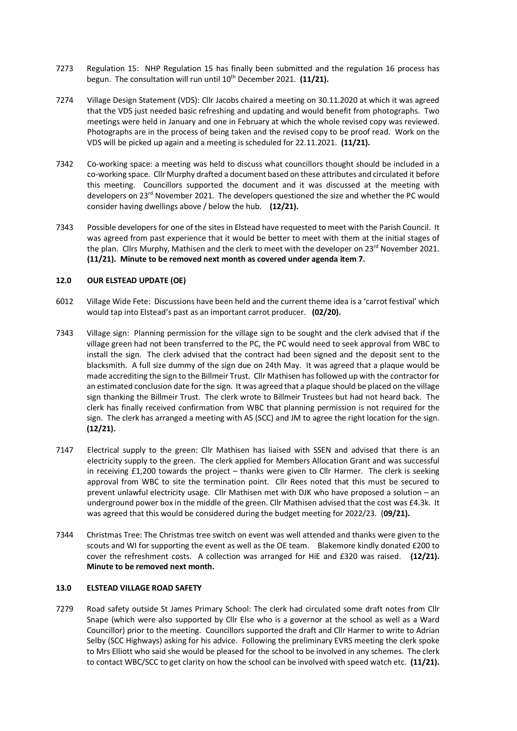7273 Regulation 15: NHP Regulation 15 has finally been submitted and the regulation 16 process has begun. The consultation will run until 10th December 2021. **(11/21).**

7274 Village Design Statement (VDS): Cllr Jacobs chaired a meeting on 30.11.2020 at which it was agreed that the VDS just needed basic refreshing and updating and would benefit from photographs. Two meetings were held in January and one in February at which the whole revised copy was reviewed. Photographs are in the process of being taken and the revised copy to be proof read. Work on the VDS will be picked up again and a meeting is scheduled for 22.11.2021. **(11/21).**

7342 Co-working space: a meeting was held to discuss what councillors thought should be included in a co-working space. Cllr Murphy drafted a document based on these attributes and circulated it before this meeting. Councillors supported the document and it was discussed at the meeting with developers on 23rd November 2021. The developers questioned the size and whether the PC would consider having dwellings above / below the hub. **(12/21).**

7343 Possible developers for one of the sites in Elstead have requested to meet with the Parish Council. It was agreed from past experience that it would be better to meet with them at the initial stages of the plan. Cllrs Murphy, Mathisen and the clerk to meet with the developer on 23rd November 2021. **(11/21). Minute to be removed next month as covered under agenda item 7.**

## 12.0 OUR ELSTEAD UPDATE (OE)

6012 Village Wide Fete: Discussions have been held and the current theme idea is a 'carrot festival' which would tap into Elstead's past as an important carrot producer. **(02/20).**

7343 Village sign: Planning permission for the village sign to be sought and the clerk advised that if the village green had not been transferred to the PC, the PC would need to seek approval from WBC to install the sign. The clerk advised that the contract had been signed and the deposit sent to the blacksmith. A full size dummy of the sign due on 24th May. It was agreed that a plaque would be made accrediting the sign to the Billmeir Trust. Cllr Mathisen has followed up with the contractor for an estimated conclusion date for the sign. It was agreed that a plaque should be placed on the village sign thanking the Billmeir Trust. The clerk wrote to Billmeir Trustees but had not heard back. The clerk has finally received confirmation from WBC that planning permission is not required for the sign. The clerk has arranged a meeting with AS (SCC) and JM to agree the right location for the sign. **(12/21).**

7147 Electrical supply to the green: Cllr Mathisen has liaised with SSEN and advised that there is an electricity supply to the green. The clerk applied for Members Allocation Grant and was successful in receiving £1,200 towards the project – thanks were given to Cllr Harmer. The clerk is seeking approval from WBC to site the termination point. Cllr Rees noted that this must be secured to prevent unlawful electricity usage. Cllr Mathisen met with DJK who have proposed a solution – an underground power box in the middle of the green. Cllr Mathisen advised that the cost was £4.3k. It was agreed that this would be considered during the budget meeting for 2022/23. (**09/21).**

7344 Christmas Tree: The Christmas tree switch on event was well attended and thanks were given to the scouts and WI for supporting the event as well as the OE team. Blakemore kindly donated £200 to cover the refreshment costs. A collection was arranged for HiE and £320 was raised. **(12/21). Minute to be removed next month.**

## 13.0 ELSTEAD VILLAGE ROAD SAFETY

7279 Road safety outside St James Primary School: The clerk had circulated some draft notes from Cllr Snape (which were also supported by Cllr Else who is a governor at the school as well as a Ward Councillor) prior to the meeting. Councillors supported the draft and Cllr Harmer to write to Adrian Selby (SCC Highways) asking for his advice. Following the preliminary EVRS meeting the clerk spoke to Mrs Elliott who said she would be pleased for the school to be involved in any schemes. The clerk to contact WBC/SCC to get clarity on how the school can be involved with speed watch etc. **(11/21).**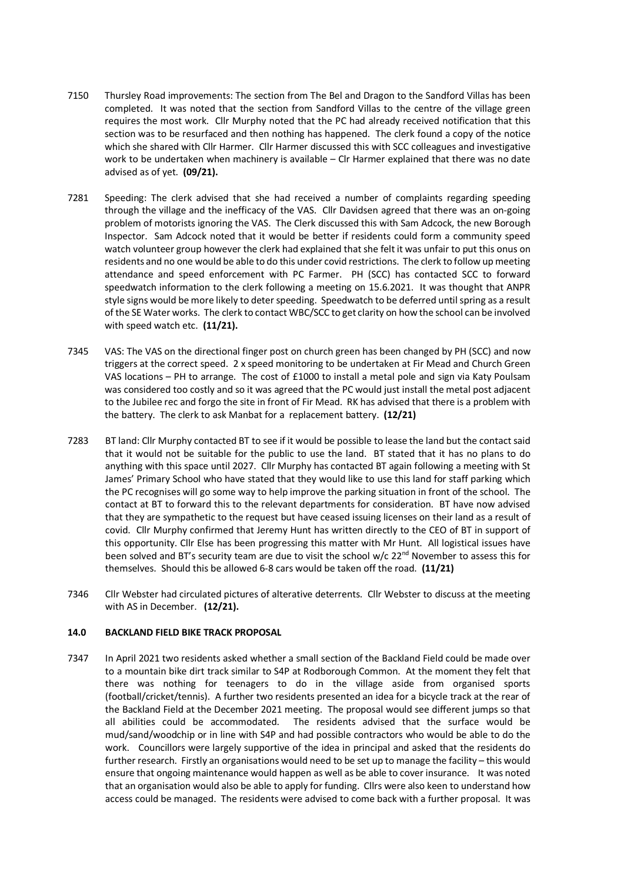7150 Thursley Road improvements: The section from The Bel and Dragon to the Sandford Villas has been completed. It was noted that the section from Sandford Villas to the centre of the village green requires the most work. Cllr Murphy noted that the PC had already received notification that this section was to be resurfaced and then nothing has happened. The clerk found a copy of the notice which she shared with Cllr Harmer. Cllr Harmer discussed this with SCC colleagues and investigative work to be undertaken when machinery is available – Clr Harmer explained that there was no date advised as of yet. **(09/21).**

7281 Speeding: The clerk advised that she had received a number of complaints regarding speeding through the village and the inefficacy of the VAS. Cllr Davidsen agreed that there was an on-going problem of motorists ignoring the VAS. The Clerk discussed this with Sam Adcock, the new Borough Inspector. Sam Adcock noted that it would be better if residents could form a community speed watch volunteer group however the clerk had explained that she felt it was unfair to put this onus on residents and no one would be able to do this under covid restrictions. The clerk to follow up meeting attendance and speed enforcement with PC Farmer. PH (SCC) has contacted SCC to forward speedwatch information to the clerk following a meeting on 15.6.2021. It was thought that ANPR style signs would be more likely to deter speeding. Speedwatch to be deferred until spring as a result of the SE Water works. The clerk to contact WBC/SCC to get clarity on how the school can be involved with speed watch etc. **(11/21).**

7345 VAS: The VAS on the directional finger post on church green has been changed by PH (SCC) and now triggers at the correct speed. 2 x speed monitoring to be undertaken at Fir Mead and Church Green VAS locations – PH to arrange. The cost of £1000 to install a metal pole and sign via Katy Poulsam was considered too costly and so it was agreed that the PC would just install the metal post adjacent to the Jubilee rec and forgo the site in front of Fir Mead. RK has advised that there is a problem with the battery. The clerk to ask Manbat for a replacement battery. **(12/21)**

7283 BT land: Cllr Murphy contacted BT to see if it would be possible to lease the land but the contact said that it would not be suitable for the public to use the land. BT stated that it has no plans to do anything with this space until 2027. Cllr Murphy has contacted BT again following a meeting with St James' Primary School who have stated that they would like to use this land for staff parking which the PC recognises will go some way to help improve the parking situation in front of the school. The contact at BT to forward this to the relevant departments for consideration. BT have now advised that they are sympathetic to the request but have ceased issuing licenses on their land as a result of covid. Cllr Murphy confirmed that Jeremy Hunt has written directly to the CEO of BT in support of this opportunity. Cllr Else has been progressing this matter with Mr Hunt. All logistical issues have been solved and BT's security team are due to visit the school w/c 22nd November to assess this for themselves. Should this be allowed 6-8 cars would be taken off the road. **(11/21)**

7346 Cllr Webster had circulated pictures of alterative deterrents. Cllr Webster to discuss at the meeting with AS in December. **(12/21).**

## 14.0 BACKLAND FIELD BIKE TRACK PROPOSAL

7347 In April 2021 two residents asked whether a small section of the Backland Field could be made over to a mountain bike dirt track similar to S4P at Rodborough Common. At the moment they felt that there was nothing for teenagers to do in the village aside from organised sports (football/cricket/tennis). A further two residents presented an idea for a bicycle track at the rear of the Backland Field at the December 2021 meeting. The proposal would see different jumps so that all abilities could be accommodated. The residents advised that the surface would be mud/sand/woodchip or in line with S4P and had possible contractors who would be able to do the work. Councillors were largely supportive of the idea in principal and asked that the residents do further research. Firstly an organisations would need to be set up to manage the facility – this would ensure that ongoing maintenance would happen as well as be able to cover insurance. It was noted that an organisation would also be able to apply for funding. Cllrs were also keen to understand how access could be managed. The residents were advised to come back with a further proposal. It was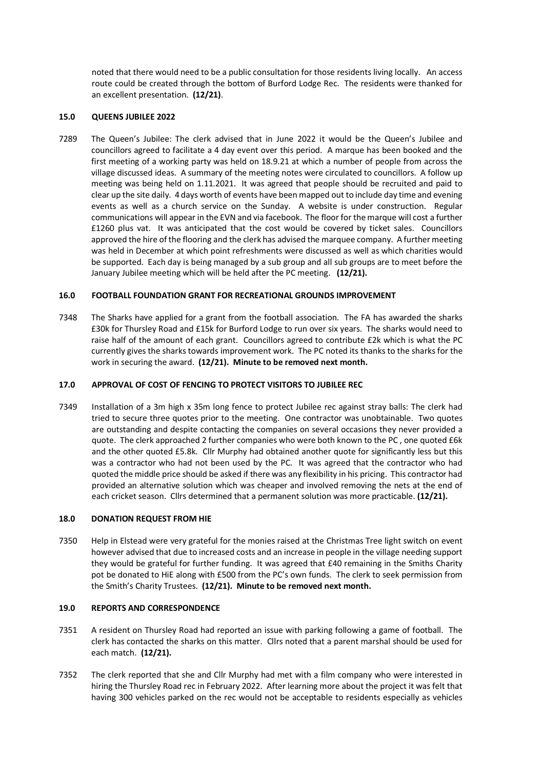noted that there would need to be a public consultation for those residents living locally. An access route could be created through the bottom of Burford Lodge Rec. The residents were thanked for an excellent presentation. **(12/21)**.

### 15.0 QUEENS JUBILEE 2022

7289 The Queen's Jubilee: The clerk advised that in June 2022 it would be the Queen's Jubilee and councillors agreed to facilitate a 4 day event over this period. A marque has been booked and the first meeting of a working party was held on 18.9.21 at which a number of people from across the village discussed ideas. A summary of the meeting notes were circulated to councillors. A follow up meeting was being held on 1.11.2021. It was agreed that people should be recruited and paid to clear up the site daily. 4 days worth of events have been mapped out to include day time and evening events as well as a church service on the Sunday. A website is under construction. Regular communications will appear in the EVN and via facebook. The floor for the marque will cost a further £1260 plus vat. It was anticipated that the cost would be covered by ticket sales. Councillors approved the hire of the flooring and the clerk has advised the marquee company. A further meeting was held in December at which point refreshments were discussed as well as which charities would be supported. Each day is being managed by a sub group and all sub groups are to meet before the January Jubilee meeting which will be held after the PC meeting. **(12/21).**

### 16.0 FOOTBALL FOUNDATION GRANT FOR RECREATIONAL GROUNDS IMPROVEMENT

7348 The Sharks have applied for a grant from the football association. The FA has awarded the sharks £30k for Thursley Road and £15k for Burford Lodge to run over six years. The sharks would need to raise half of the amount of each grant. Councillors agreed to contribute £2k which is what the PC currently gives the sharks towards improvement work. The PC noted its thanks to the sharks for the work in securing the award. **(12/21). Minute to be removed next month.**

### 17.0 APPROVAL OF COST OF FENCING TO PROTECT VISITORS TO JUBILEE REC

7349 Installation of a 3m high x 35m long fence to protect Jubilee rec against stray balls: The clerk had tried to secure three quotes prior to the meeting. One contractor was unobtainable. Two quotes are outstanding and despite contacting the companies on several occasions they never provided a quote. The clerk approached 2 further companies who were both known to the PC , one quoted £6k and the other quoted £5.8k. Cllr Murphy had obtained another quote for significantly less but this was a contractor who had not been used by the PC. It was agreed that the contractor who had quoted the middle price should be asked if there was any flexibility in his pricing. This contractor had provided an alternative solution which was cheaper and involved removing the nets at the end of each cricket season. Cllrs determined that a permanent solution was more practicable. **(12/21).**

### 18.0 DONATION REQUEST FROM HIE

7350 Help in Elstead were very grateful for the monies raised at the Christmas Tree light switch on event however advised that due to increased costs and an increase in people in the village needing support they would be grateful for further funding. It was agreed that £40 remaining in the Smiths Charity pot be donated to HiE along with £500 from the PC's own funds. The clerk to seek permission from the Smith's Charity Trustees. **(12/21). Minute to be removed next month.**

### 19.0 REPORTS AND CORRESPONDENCE

7351 A resident on Thursley Road had reported an issue with parking following a game of football. The clerk has contacted the sharks on this matter. Cllrs noted that a parent marshal should be used for each match. **(12/21).**

7352 The clerk reported that she and Cllr Murphy had met with a film company who were interested in hiring the Thursley Road rec in February 2022. After learning more about the project it was felt that having 300 vehicles parked on the rec would not be acceptable to residents especially as vehicles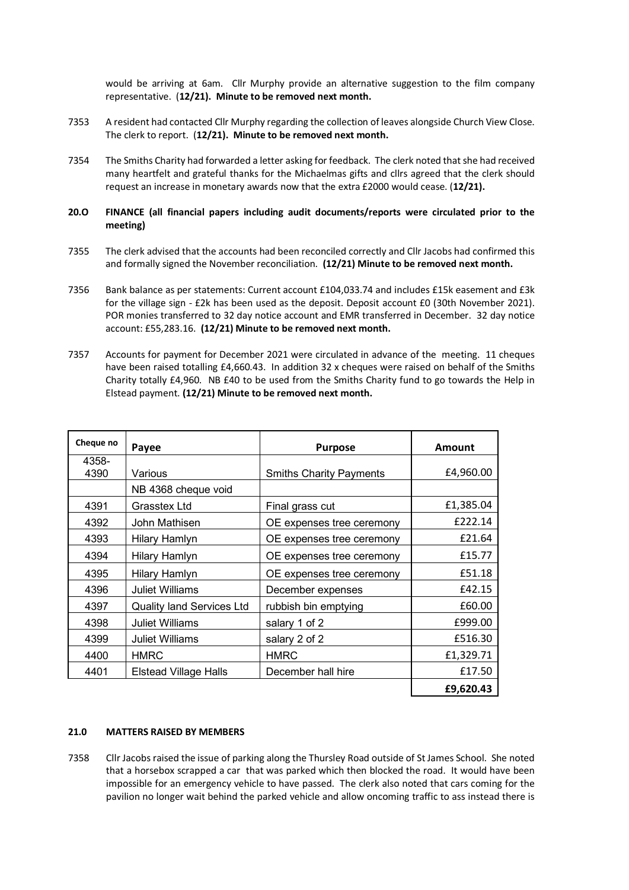would be arriving at 6am. Cllr Murphy provide an alternative suggestion to the film company representative. (**12/21). Minute to be removed next month.**

7353 A resident had contacted Cllr Murphy regarding the collection of leaves alongside Church View Close. The clerk to report. (**12/21). Minute to be removed next month.**

7354 The Smiths Charity had forwarded a letter asking for feedback. The clerk noted that she had received many heartfelt and grateful thanks for the Michaelmas gifts and cllrs agreed that the clerk should request an increase in monetary awards now that the extra £2000 would cease. (**12/21).**

**20.O FINANCE (all financial papers including audit documents/reports were circulated prior to the meeting)**

7355 The clerk advised that the accounts had been reconciled correctly and Cllr Jacobs had confirmed this and formally signed the November reconciliation. **(12/21) Minute to be removed next month.**

7356 Bank balance as per statements: Current account £104,033.74 and includes £15k easement and £3k for the village sign - £2k has been used as the deposit. Deposit account £0 (30th November 2021). POR monies transferred to 32 day notice account and EMR transferred in December. 32 day notice account: £55,283.16. **(12/21) Minute to be removed next month.**

7357 Accounts for payment for December 2021 were circulated in advance of the meeting. 11 cheques have been raised totalling £4,660.43. In addition 32 x cheques were raised on behalf of the Smiths Charity totally £4,960. NB £40 to be used from the Smiths Charity fund to go towards the Help in Elstead payment. **(12/21) Minute to be removed next month.**

| Cheque no | Payee | Purpose | Amount |
|---|---|---|---|
| 4358-4390 | Various | Smiths Charity Payments | £4,960.00 |
| | NB 4368 cheque void | | |
| 4391 | Grasstex Ltd | Final grass cut | £1,385.04 |
| 4392 | John Mathisen | OE expenses tree ceremony | £222.14 |
| 4393 | Hilary Hamlyn | OE expenses tree ceremony | £21.64 |
| 4394 | Hilary Hamlyn | OE expenses tree ceremony | £15.77 |
| 4395 | Hilary Hamlyn | OE expenses tree ceremony | £51.18 |
| 4396 | Juliet Williams | December expenses | £42.15 |
| 4397 | Quality land Services Ltd | rubbish bin emptying | £60.00 |
| 4398 | Juliet Williams | salary 1 of 2 | £999.00 |
| 4399 | Juliet Williams | salary 2 of 2 | £516.30 |
| 4400 | HMRC | HMRC | £1,329.71 |
| 4401 | Elstead Village Halls | December hall hire | £17.50 |
| | | | **£9,620.43** |

**21.0 MATTERS RAISED BY MEMBERS**

7358 Cllr Jacobs raised the issue of parking along the Thursley Road outside of St James School. She noted that a horsebox scrapped a car that was parked which then blocked the road. It would have been impossible for an emergency vehicle to have passed. The clerk also noted that cars coming for the pavilion no longer wait behind the parked vehicle and allow oncoming traffic to ass instead there is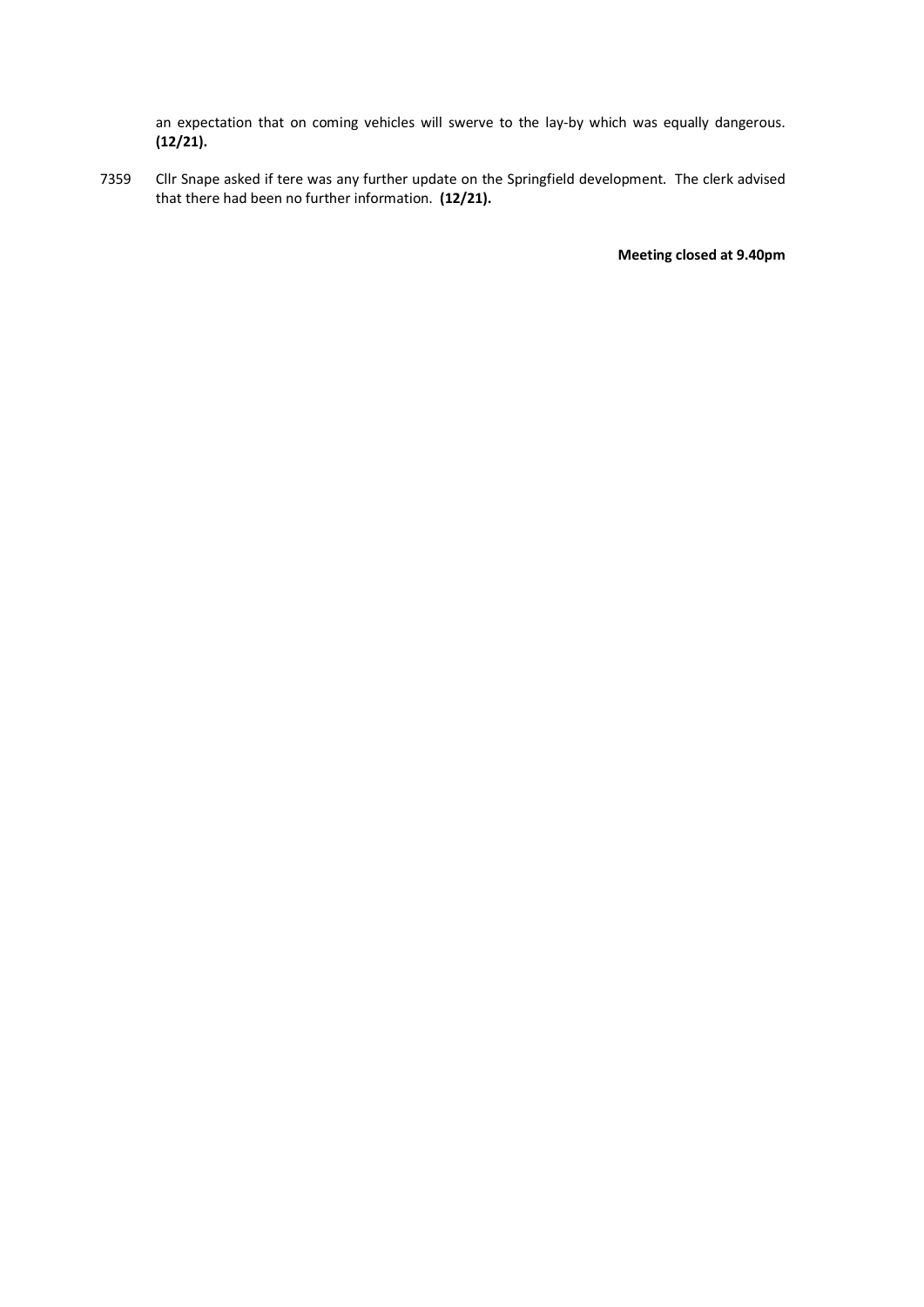an expectation that on coming vehicles will swerve to the lay-by which was equally dangerous. **(12/21).**

7359 Cllr Snape asked if tere was any further update on the Springfield development. The clerk advised that there had been no further information. **(12/21).**

**Meeting closed at 9.40pm**